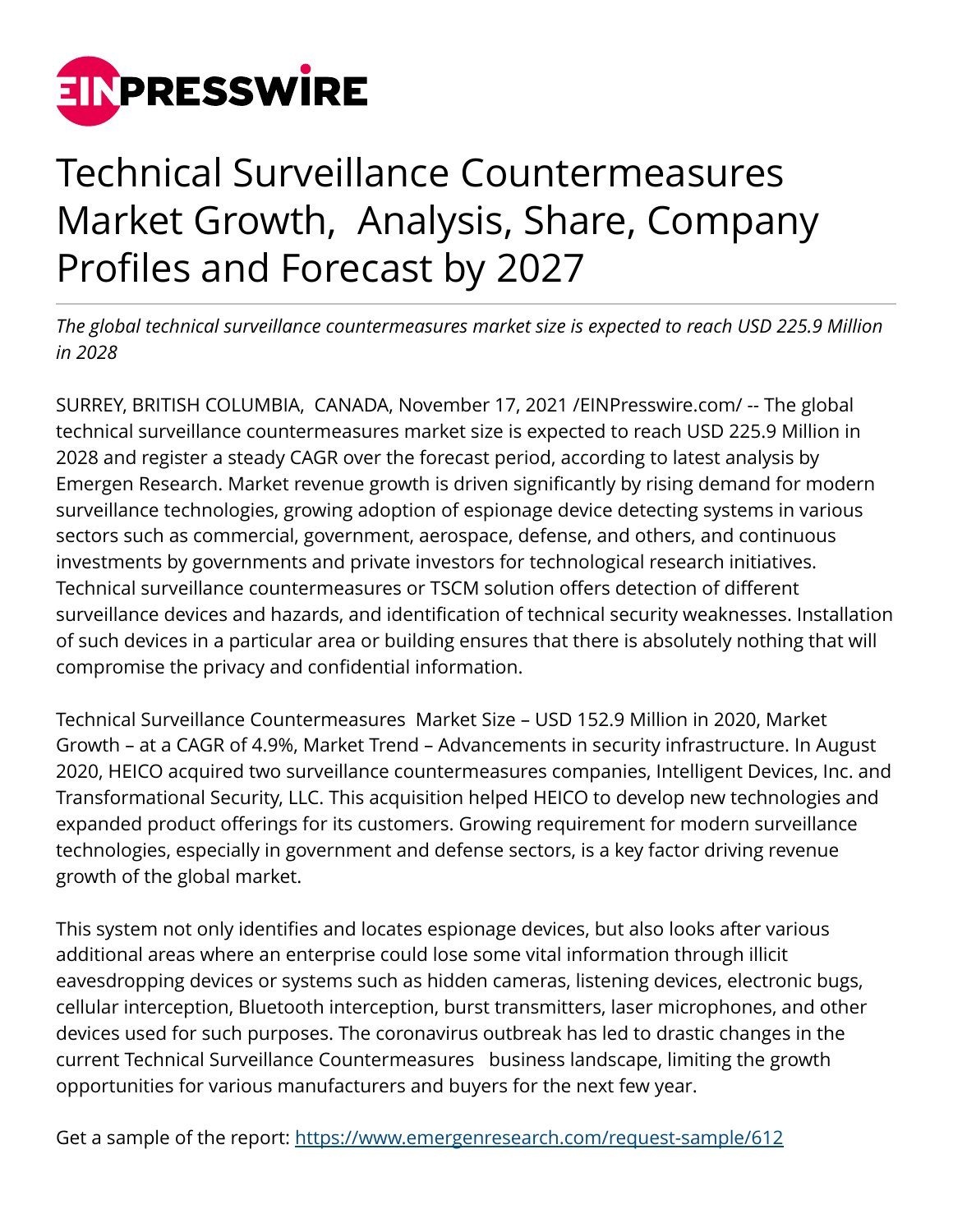# Technical Surveillance Countermeasures Market Growth, Analysis, Share, Company Profiles and Forecast by 2027

*The global technical surveillance countermeasures market size is expected to reach USD 225.9 Million in 2028*

SURREY, BRITISH COLUMBIA, CANADA, November 17, 2021 /EINPresswire.com/ -- The global technical surveillance countermeasures market size is expected to reach USD 225.9 Million in 2028 and register a steady CAGR over the forecast period, according to latest analysis by Emergen Research. Market revenue growth is driven significantly by rising demand for modern surveillance technologies, growing adoption of espionage device detecting systems in various sectors such as commercial, government, aerospace, defense, and others, and continuous investments by governments and private investors for technological research initiatives. Technical surveillance countermeasures or TSCM solution offers detection of different surveillance devices and hazards, and identification of technical security weaknesses. Installation of such devices in a particular area or building ensures that there is absolutely nothing that will compromise the privacy and confidential information.

Technical Surveillance Countermeasures Market Size – USD 152.9 Million in 2020, Market Growth – at a CAGR of 4.9%, Market Trend – Advancements in security infrastructure. In August 2020, HEICO acquired two surveillance countermeasures companies, Intelligent Devices, Inc. and Transformational Security, LLC. This acquisition helped HEICO to develop new technologies and expanded product offerings for its customers. Growing requirement for modern surveillance technologies, especially in government and defense sectors, is a key factor driving revenue growth of the global market.

This system not only identifies and locates espionage devices, but also looks after various additional areas where an enterprise could lose some vital information through illicit eavesdropping devices or systems such as hidden cameras, listening devices, electronic bugs, cellular interception, Bluetooth interception, burst transmitters, laser microphones, and other devices used for such purposes. The coronavirus outbreak has led to drastic changes in the current Technical Surveillance Countermeasures business landscape, limiting the growth opportunities for various manufacturers and buyers for the next few year.

Get a sample of the report: https://www.emergenresearch.com/request-sample/612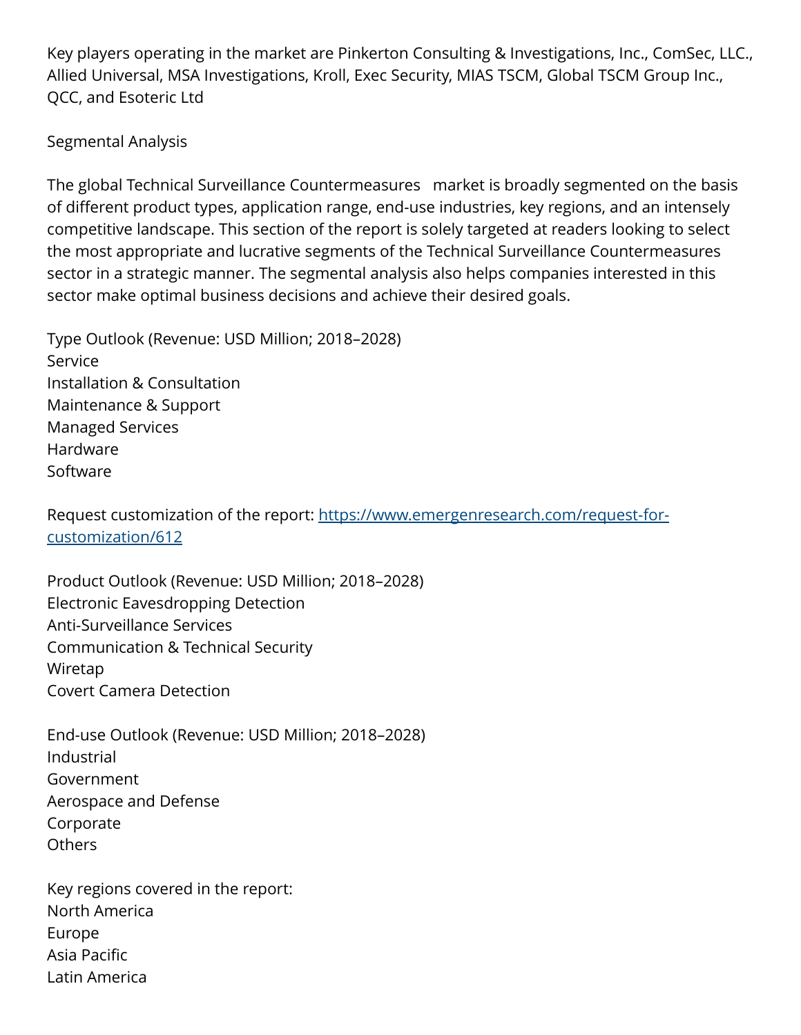Key players operating in the market are Pinkerton Consulting & Investigations, Inc., ComSec, LLC., Allied Universal, MSA Investigations, Kroll, Exec Security, MIAS TSCM, Global TSCM Group Inc., QCC, and Esoteric Ltd

Segmental Analysis

The global Technical Surveillance Countermeasures   market is broadly segmented on the basis of different product types, application range, end-use industries, key regions, and an intensely competitive landscape. This section of the report is solely targeted at readers looking to select the most appropriate and lucrative segments of the Technical Surveillance Countermeasures sector in a strategic manner. The segmental analysis also helps companies interested in this sector make optimal business decisions and achieve their desired goals.

Type Outlook (Revenue: USD Million; 2018–2028)
Service
Installation & Consultation
Maintenance & Support
Managed Services
Hardware
Software

Request customization of the report: [https://www.emergenresearch.com/request-for-customization/612](https://www.emergenresearch.com/request-for-customization/612)

Product Outlook (Revenue: USD Million; 2018–2028)
Electronic Eavesdropping Detection
Anti-Surveillance Services
Communication & Technical Security
Wiretap
Covert Camera Detection

End-use Outlook (Revenue: USD Million; 2018–2028)
Industrial
Government
Aerospace and Defense
Corporate
Others

Key regions covered in the report:
North America
Europe
Asia Pacific
Latin America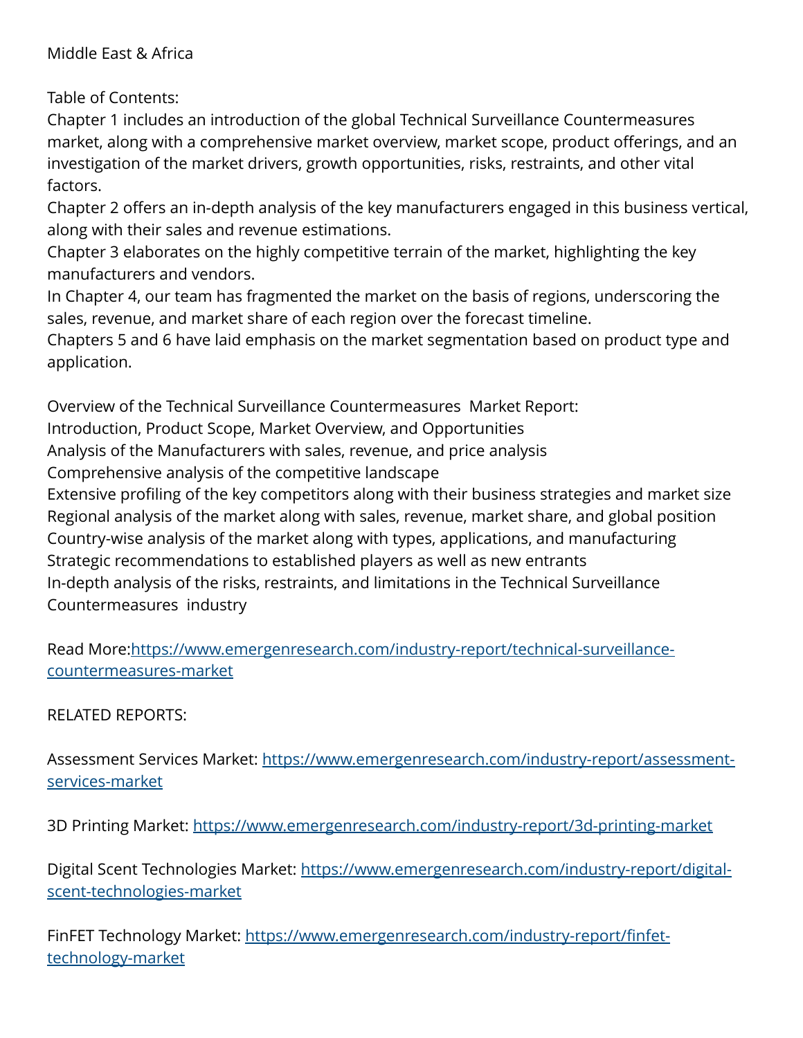Middle East & Africa

Table of Contents:
Chapter 1 includes an introduction of the global Technical Surveillance Countermeasures market, along with a comprehensive market overview, market scope, product offerings, and an investigation of the market drivers, growth opportunities, risks, restraints, and other vital factors.
Chapter 2 offers an in-depth analysis of the key manufacturers engaged in this business vertical, along with their sales and revenue estimations.
Chapter 3 elaborates on the highly competitive terrain of the market, highlighting the key manufacturers and vendors.
In Chapter 4, our team has fragmented the market on the basis of regions, underscoring the sales, revenue, and market share of each region over the forecast timeline.
Chapters 5 and 6 have laid emphasis on the market segmentation based on product type and application.

Overview of the Technical Surveillance Countermeasures Market Report:
Introduction, Product Scope, Market Overview, and Opportunities
Analysis of the Manufacturers with sales, revenue, and price analysis
Comprehensive analysis of the competitive landscape
Extensive profiling of the key competitors along with their business strategies and market size
Regional analysis of the market along with sales, revenue, market share, and global position
Country-wise analysis of the market along with types, applications, and manufacturing
Strategic recommendations to established players as well as new entrants
In-depth analysis of the risks, restraints, and limitations in the Technical Surveillance Countermeasures industry

Read More:[https://www.emergenresearch.com/industry-report/technical-surveillance-countermeasures-market](https://www.emergenresearch.com/industry-report/technical-surveillance-countermeasures-market)

RELATED REPORTS:

Assessment Services Market: [https://www.emergenresearch.com/industry-report/assessment-services-market](https://www.emergenresearch.com/industry-report/assessment-services-market)

3D Printing Market: [https://www.emergenresearch.com/industry-report/3d-printing-market](https://www.emergenresearch.com/industry-report/3d-printing-market)

Digital Scent Technologies Market: [https://www.emergenresearch.com/industry-report/digital-scent-technologies-market](https://www.emergenresearch.com/industry-report/digital-scent-technologies-market)

FinFET Technology Market: [https://www.emergenresearch.com/industry-report/finfet-technology-market](https://www.emergenresearch.com/industry-report/finfet-technology-market)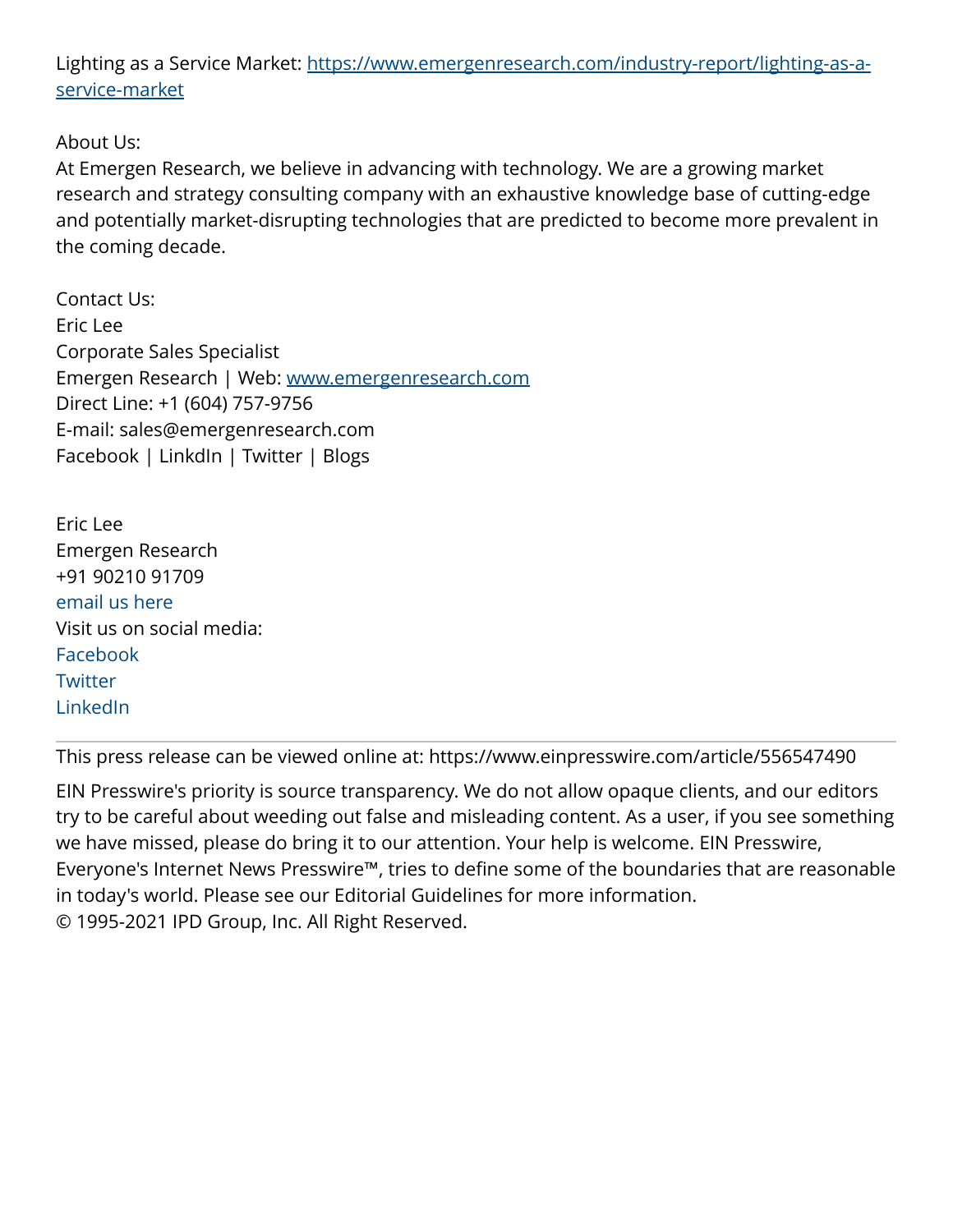Lighting as a Service Market: [https://www.emergenresearch.com/industry-report/lighting-as-a-service-market](https://www.emergenresearch.com/industry-report/lighting-as-a-service-market)

About Us:
At Emergen Research, we believe in advancing with technology. We are a growing market research and strategy consulting company with an exhaustive knowledge base of cutting-edge and potentially market-disrupting technologies that are predicted to become more prevalent in the coming decade.

Contact Us:
Eric Lee
Corporate Sales Specialist
Emergen Research | Web: [www.emergenresearch.com](www.emergenresearch.com)
Direct Line: +1 (604) 757-9756
E-mail: sales@emergenresearch.com
Facebook | LinkdIn | Twitter | Blogs

Eric Lee
Emergen Research
+91 90210 91709
email us here
Visit us on social media:
Facebook
Twitter
LinkedIn

---

This press release can be viewed online at: https://www.einpresswire.com/article/556547490

EIN Presswire's priority is source transparency. We do not allow opaque clients, and our editors try to be careful about weeding out false and misleading content. As a user, if you see something we have missed, please do bring it to our attention. Your help is welcome. EIN Presswire, Everyone's Internet News Presswire™, tries to define some of the boundaries that are reasonable in today's world. Please see our Editorial Guidelines for more information.
© 1995-2021 IPD Group, Inc. All Right Reserved.